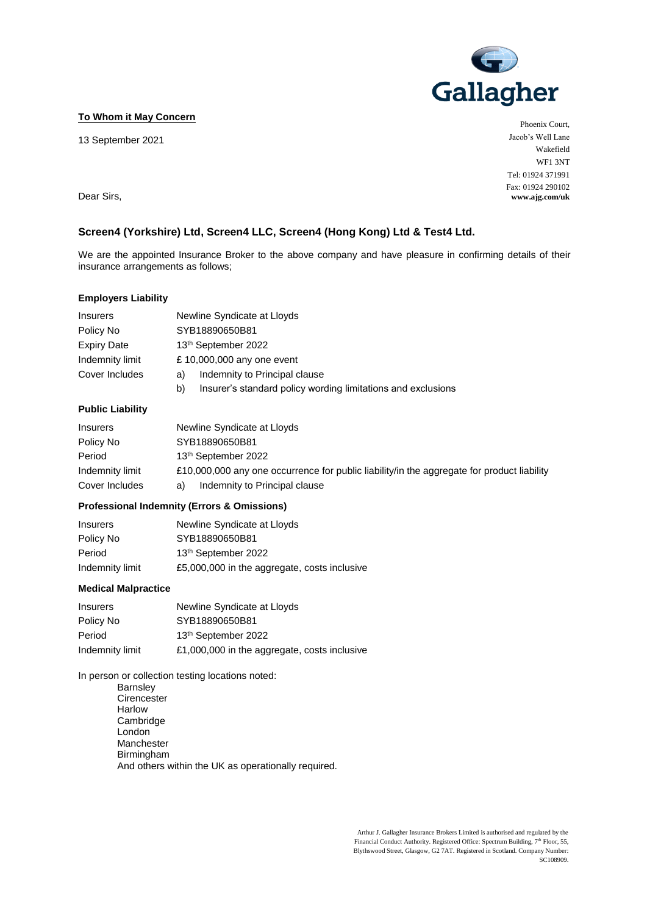**To Whom it May Concern**

13 September 2021

Phoenix Court,
Jacob's Well Lane
Wakefield
WF1 3NT
Tel: 01924 371991
Fax: 01924 290102
**www.ajg.com/uk**

Dear Sirs,

### Screen4 (Yorkshire) Ltd, Screen4 LLC, Screen4 (Hong Kong) Ltd & Test4 Ltd.

We are the appointed Insurance Broker to the above company and have pleasure in confirming details of their insurance arrangements as follows;

#### Employers Liability

| | |
|---|---|
| Insurers | Newline Syndicate at Lloyds |
| Policy No | SYB18890650B81 |
| Expiry Date | 13th September 2022 |
| Indemnity limit | £ 10,000,000 any one event |
| Cover Includes | a) Indemnity to Principal clause |
| | b) Insurer's standard policy wording limitations and exclusions |

#### Public Liability

| | |
|---|---|
| Insurers | Newline Syndicate at Lloyds |
| Policy No | SYB18890650B81 |
| Period | 13th September 2022 |
| Indemnity limit | £10,000,000 any one occurrence for public liability/in the aggregate for product liability |
| Cover Includes | a) Indemnity to Principal clause |

#### Professional Indemnity (Errors & Omissions)

| | |
|---|---|
| Insurers | Newline Syndicate at Lloyds |
| Policy No | SYB18890650B81 |
| Period | 13th September 2022 |
| Indemnity limit | £5,000,000 in the aggregate, costs inclusive |

#### Medical Malpractice

| | |
|---|---|
| Insurers | Newline Syndicate at Lloyds |
| Policy No | SYB18890650B81 |
| Period | 13th September 2022 |
| Indemnity limit | £1,000,000 in the aggregate, costs inclusive |

In person or collection testing locations noted:

Barnsley
Cirencester
Harlow
Cambridge
London
Manchester
Birmingham
And others within the UK as operationally required.

Arthur J. Gallagher Insurance Brokers Limited is authorised and regulated by the Financial Conduct Authority. Registered Office: Spectrum Building, 7th Floor, 55, Blythswood Street, Glasgow, G2 7AT. Registered in Scotland. Company Number: SC108909.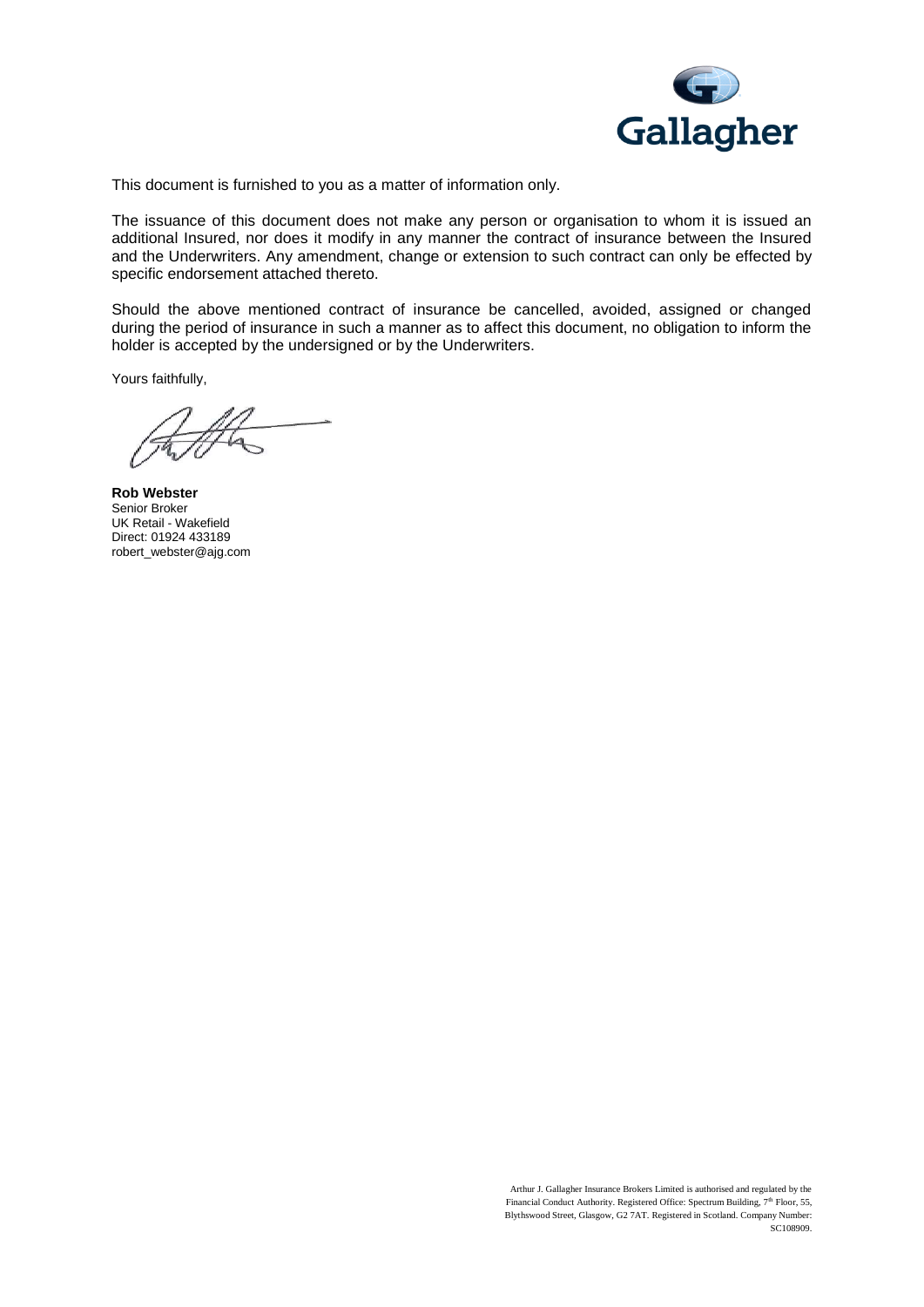This document is furnished to you as a matter of information only.

The issuance of this document does not make any person or organisation to whom it is issued an additional Insured, nor does it modify in any manner the contract of insurance between the Insured and the Underwriters. Any amendment, change or extension to such contract can only be effected by specific endorsement attached thereto.

Should the above mentioned contract of insurance be cancelled, avoided, assigned or changed during the period of insurance in such a manner as to affect this document, no obligation to inform the holder is accepted by the undersigned or by the Underwriters.

Yours faithfully,

**Rob Webster**
Senior Broker
UK Retail - Wakefield
Direct: 01924 433189
robert_webster@ajg.com

Arthur J. Gallagher Insurance Brokers Limited is authorised and regulated by the Financial Conduct Authority. Registered Office: Spectrum Building, 7th Floor, 55, Blythswood Street, Glasgow, G2 7AT. Registered in Scotland. Company Number: SC108909.